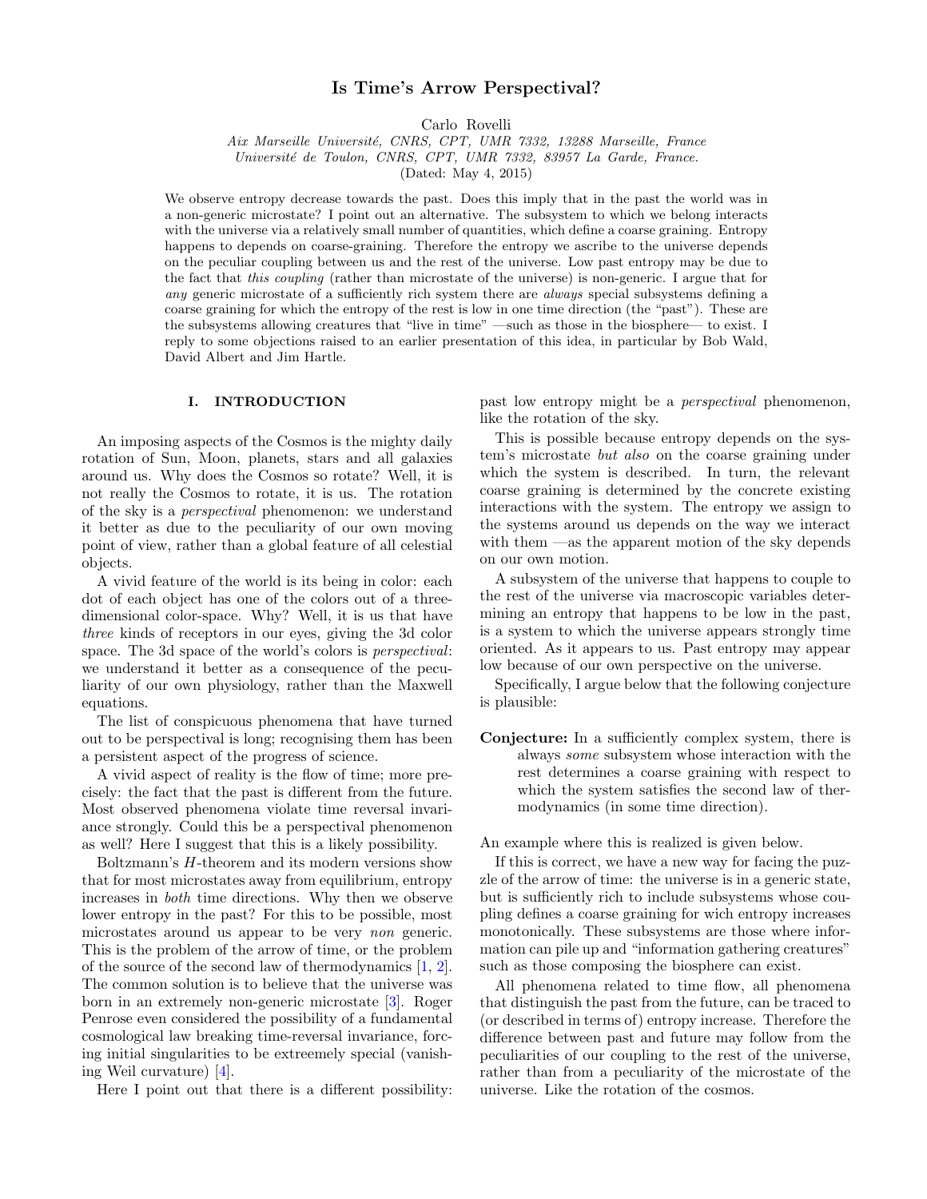# Is Time's Arrow Perspectival?

Carlo Rovelli

*Aix Marseille Université, CNRS, CPT, UMR 7332, 13288 Marseille, France*
*Université de Toulon, CNRS, CPT, UMR 7332, 83957 La Garde, France.*
(Dated: May 4, 2015)

We observe entropy decrease towards the past. Does this imply that in the past the world was in a non-generic microstate? I point out an alternative. The subsystem to which we belong interacts with the universe via a relatively small number of quantities, which define a coarse graining. Entropy happens to depends on coarse-graining. Therefore the entropy we ascribe to the universe depends on the peculiar coupling between us and the rest of the universe. Low past entropy may be due to the fact that *this coupling* (rather than microstate of the universe) is non-generic. I argue that for *any* generic microstate of a sufficiently rich system there are *always* special subsystems defining a coarse graining for which the entropy of the rest is low in one time direction (the "past"). These are the subsystems allowing creatures that "live in time" —such as those in the biosphere— to exist. I reply to some objections raised to an earlier presentation of this idea, in particular by Bob Wald, David Albert and Jim Hartle.

## I. INTRODUCTION

An imposing aspects of the Cosmos is the mighty daily rotation of Sun, Moon, planets, stars and all galaxies around us. Why does the Cosmos so rotate? Well, it is not really the Cosmos to rotate, it is us. The rotation of the sky is a *perspectival* phenomenon: we understand it better as due to the peculiarity of our own moving point of view, rather than a global feature of all celestial objects.

A vivid feature of the world is its being in color: each dot of each object has one of the colors out of a three-dimensional color-space. Why? Well, it is us that have *three* kinds of receptors in our eyes, giving the 3d color space. The 3d space of the world's colors is *perspectival*: we understand it better as a consequence of the peculiarity of our own physiology, rather than the Maxwell equations.

The list of conspicuous phenomena that have turned out to be perspectival is long; recognising them has been a persistent aspect of the progress of science.

A vivid aspect of reality is the flow of time; more precisely: the fact that the past is different from the future. Most observed phenomena violate time reversal invariance strongly. Could this be a perspectival phenomenon as well? Here I suggest that this is a likely possibility.

Boltzmann's $H$-theorem and its modern versions show that for most microstates away from equilibrium, entropy increases in *both* time directions. Why then we observe lower entropy in the past? For this to be possible, most microstates around us appear to be very *non* generic. This is the problem of the arrow of time, or the problem of the source of the second law of thermodynamics [1, 2]. The common solution is to believe that the universe was born in an extremely non-generic microstate [3]. Roger Penrose even considered the possibility of a fundamental cosmological law breaking time-reversal invariance, forcing initial singularities to be extreemely special (vanishing Weil curvature) [4].

Here I point out that there is a different possibility: past low entropy might be a *perspectival* phenomenon, like the rotation of the sky.

This is possible because entropy depends on the system's microstate *but also* on the coarse graining under which the system is described. In turn, the relevant coarse graining is determined by the concrete existing interactions with the system. The entropy we assign to the systems around us depends on the way we interact with them —as the apparent motion of the sky depends on our own motion.

A subsystem of the universe that happens to couple to the rest of the universe via macroscopic variables determining an entropy that happens to be low in the past, is a system to which the universe appears strongly time oriented. As it appears to us. Past entropy may appear low because of our own perspective on the universe.

Specifically, I argue below that the following conjecture is plausible:

**Conjecture:** In a sufficiently complex system, there is always *some* subsystem whose interaction with the rest determines a coarse graining with respect to which the system satisfies the second law of thermodynamics (in some time direction).

An example where this is realized is given below.

If this is correct, we have a new way for facing the puzzle of the arrow of time: the universe is in a generic state, but is sufficiently rich to include subsystems whose coupling defines a coarse graining for wich entropy increases monotonically. These subsystems are those where information can pile up and "information gathering creatures" such as those composing the biosphere can exist.

All phenomena related to time flow, all phenomena that distinguish the past from the future, can be traced to (or described in terms of) entropy increase. Therefore the difference between past and future may follow from the peculiarities of our coupling to the rest of the universe, rather than from a peculiarity of the microstate of the universe. Like the rotation of the cosmos.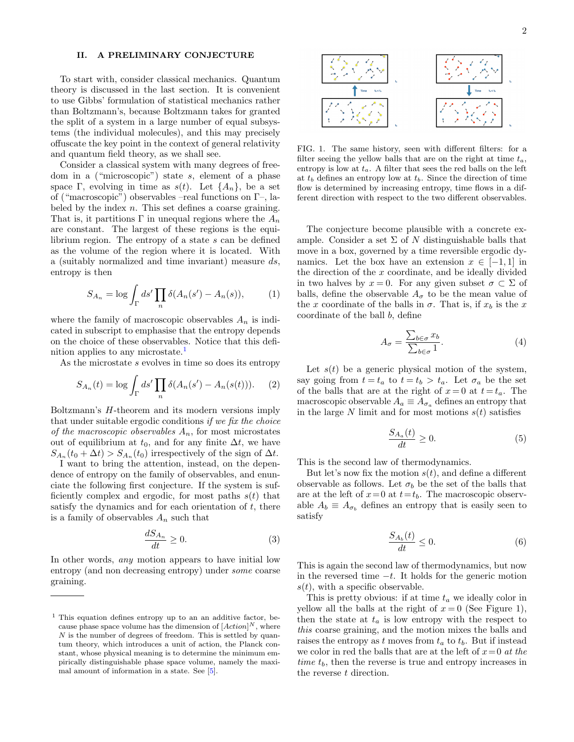## II. A PRELIMINARY CONJECTURE

To start with, consider classical mechanics. Quantum theory is discussed in the last section. It is convenient to use Gibbs' formulation of statistical mechanics rather than Boltzmann's, because Boltzmann takes for granted the split of a system in a large number of equal subsystems (the individual molecules), and this may precisely offuscate the key point in the context of general relativity and quantum field theory, as we shall see.

Consider a classical system with many degrees of freedom in a ("microscopic") state $s$, element of a phase space $\Gamma$, evolving in time as $s(t)$. Let $\{A_n\}$, be a set of ("macroscopic") observables –real functions on $\Gamma$–, labeled by the index $n$. This set defines a coarse graining. That is, it partitions $\Gamma$ in unequal regions where the $A_n$ are constant. The largest of these regions is the equilibrium region. The entropy of a state $s$ can be defined as the volume of the region where it is located. With a (suitably normalized and time invariant) measure $ds$, entropy is then

$$S_{A_n} = \log \int_\Gamma ds' \prod_n \delta(A_n(s') - A_n(s)), \tag{1}$$

where the family of macroscopic observables $A_n$ is indicated in subscript to emphasise that the entropy depends on the choice of these observables. Notice that this definition applies to any microstate.[1]

As the microstate $s$ evolves in time so does its entropy

$$S_{A_n}(t) = \log \int_\Gamma ds' \prod_n \delta(A_n(s') - A_n(s(t))). \tag{2}$$

Boltzmann's $H$-theorem and its modern versions imply that under suitable ergodic conditions *if we fix the choice of the macroscopic observables* $A_n$, for most microstates out of equilibrium at $t_0$, and for any finite $\Delta t$, we have $S_{A_n}(t_0 + \Delta t) > S_{A_n}(t_0)$ irrespectively of the sign of $\Delta t$.

I want to bring the attention, instead, on the dependence of entropy on the family of observables, and enunciate the following first conjecture. If the system is sufficiently complex and ergodic, for most paths $s(t)$ that satisfy the dynamics and for each orientation of $t$, there is a family of observables $A_n$ such that

$$\frac{dS_{A_n}}{dt} \geq 0. \tag{3}$$

In other words, *any* motion appears to have initial low entropy (and non decreasing entropy) under *some* coarse graining.

[1] This equation defines entropy up to an an additive factor, because phase space volume has the dimension of $[Action]^N$, where $N$ is the number of degrees of freedom. This is settled by quantum theory, which introduces a unit of action, the Planck constant, whose physical meaning is to determine the minimum empirically distinguishable phase space volume, namely the maximal amount of information in a state. See [5].

FIG. 1. The same history, seen with different filters: for a filter seeing the yellow balls that are on the right at time $t_a$, entropy is low at $t_a$. A filter that sees the red balls on the left at $t_b$ defines an entropy low at $t_b$. Since the direction of time flow is determined by increasing entropy, time flows in a different direction with respect to the two different observables.

The conjecture become plausible with a concrete example. Consider a set $\Sigma$ of $N$ distinguishable balls that move in a box, governed by a time reversible ergodic dynamics. Let the box have an extension $x \in [-1, 1]$ in the direction of the $x$ coordinate, and be ideally divided in two halves by $x = 0$. For any given subset $\sigma \subset \Sigma$ of balls, define the observable $A_\sigma$ to be the mean value of the $x$ coordinate of the balls in $\sigma$. That is, if $x_b$ is the $x$ coordinate of the ball $b$, define

$$A_\sigma = \frac{\sum_{b\in\sigma} x_b}{\sum_{b\in\sigma} 1}. \tag{4}$$

Let $s(t)$ be a generic physical motion of the system, say going from $t = t_a$ to $t = t_b > t_a$. Let $\sigma_a$ be the set of the balls that are at the right of $x = 0$ at $t = t_a$. The macroscopic observable $A_a \equiv A_{\sigma_a}$ defines an entropy that in the large $N$ limit and for most motions $s(t)$ satisfies

$$\frac{S_{A_a}(t)}{dt} \geq 0. \tag{5}$$

This is the second law of thermodynamics.

But let's now fix the motion $s(t)$, and define a different observable as follows. Let $\sigma_b$ be the set of the balls that are at the left of $x = 0$ at $t = t_b$. The macroscopic observable $A_b \equiv A_{\sigma_b}$ defines an entropy that is easily seen to satisfy

$$\frac{S_{A_b}(t)}{dt} \leq 0. \tag{6}$$

This is again the second law of thermodynamics, but now in the reversed time $-t$. It holds for the generic motion $s(t)$, with a specific observable.

This is pretty obvious: if at time $t_a$ we ideally color in yellow all the balls at the right of $x = 0$ (See Figure 1), then the state at $t_a$ is low entropy with the respect to *this* coarse graining, and the motion mixes the balls and raises the entropy as $t$ moves from $t_a$ to $t_b$. But if instead we color in red the balls that are at the left of $x = 0$ *at the time* $t_b$, then the reverse is true and entropy increases in the reverse $t$ direction.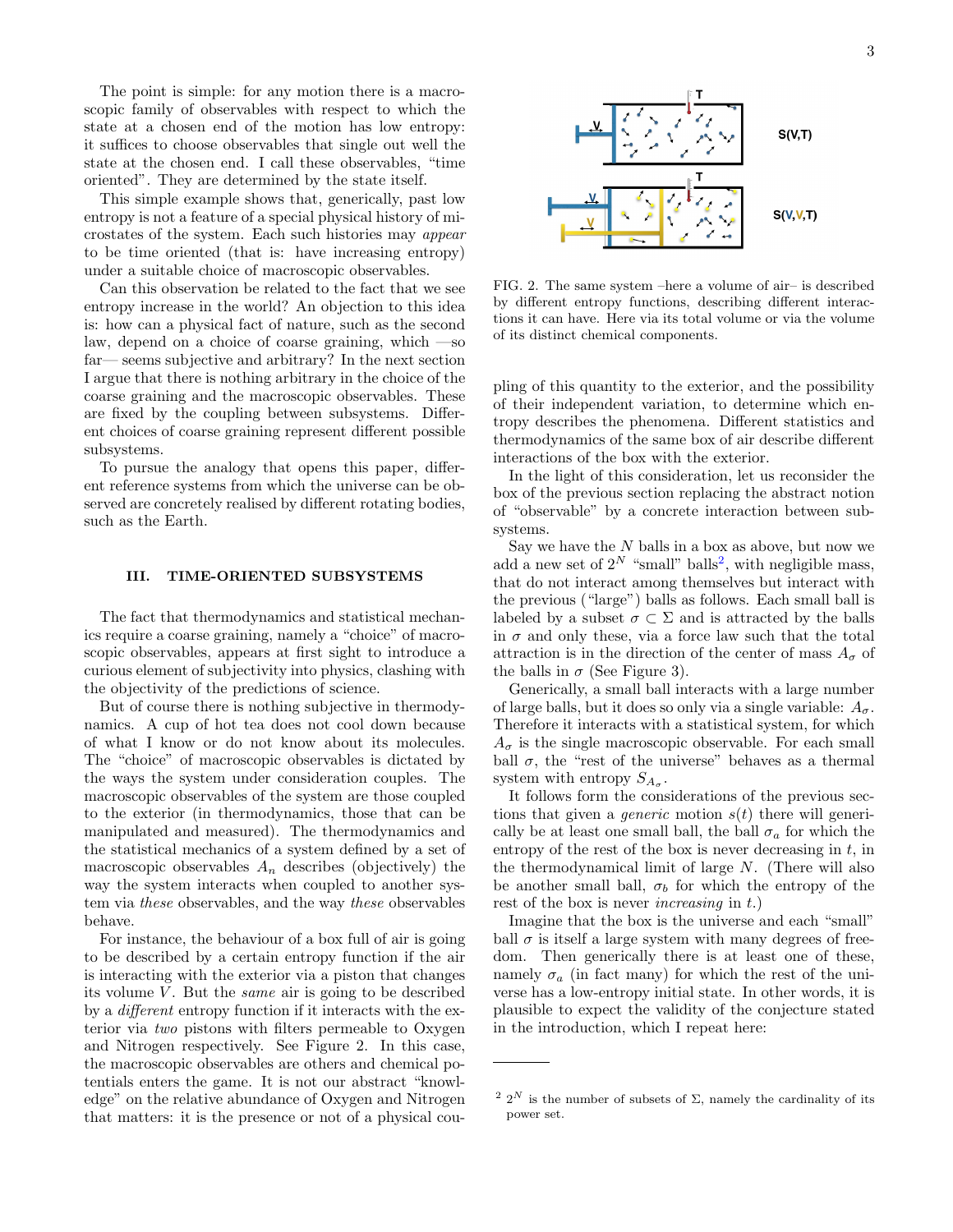The point is simple: for any motion there is a macroscopic family of observables with respect to which the state at a chosen end of the motion has low entropy: it suffices to choose observables that single out well the state at the chosen end. I call these observables, "time oriented". They are determined by the state itself.

This simple example shows that, generically, past low entropy is not a feature of a special physical history of microstates of the system. Each such histories may *appear* to be time oriented (that is: have increasing entropy) under a suitable choice of macroscopic observables.

Can this observation be related to the fact that we see entropy increase in the world? An objection to this idea is: how can a physical fact of nature, such as the second law, depend on a choice of coarse graining, which —so far— seems subjective and arbitrary? In the next section I argue that there is nothing arbitrary in the choice of the coarse graining and the macroscopic observables. These are fixed by the coupling between subsystems. Different choices of coarse graining represent different possible subsystems.

To pursue the analogy that opens this paper, different reference systems from which the universe can be observed are concretely realised by different rotating bodies, such as the Earth.

## III. TIME-ORIENTED SUBSYSTEMS

The fact that thermodynamics and statistical mechanics require a coarse graining, namely a "choice" of macroscopic observables, appears at first sight to introduce a curious element of subjectivity into physics, clashing with the objectivity of the predictions of science.

But of course there is nothing subjective in thermodynamics. A cup of hot tea does not cool down because of what I know or do not know about its molecules. The "choice" of macroscopic observables is dictated by the ways the system under consideration couples. The macroscopic observables of the system are those coupled to the exterior (in thermodynamics, those that can be manipulated and measured). The thermodynamics and the statistical mechanics of a system defined by a set of macroscopic observables $A_n$ describes (objectively) the way the system interacts when coupled to another system via *these* observables, and the way *these* observables behave.

For instance, the behaviour of a box full of air is going to be described by a certain entropy function if the air is interacting with the exterior via a piston that changes its volume $V$. But the *same* air is going to be described by a *different* entropy function if it interacts with the exterior via *two* pistons with filters permeable to Oxygen and Nitrogen respectively. See Figure 2. In this case, the macroscopic observables are others and chemical potentials enters the game. It is not our abstract "knowledge" on the relative abundance of Oxygen and Nitrogen that matters: it is the presence or not of a physical coupling of this quantity to the exterior, and the possibility of their independent variation, to determine which entropy describes the phenomena. Different statistics and thermodynamics of the same box of air describe different interactions of the box with the exterior.

T

V

S(V,T)

T

V

V

S(V,V,T)

FIG. 2. The same system –here a volume of air– is described by different entropy functions, describing different interactions it can have. Here via its total volume or via the volume of its distinct chemical components.

In the light of this consideration, let us reconsider the box of the previous section replacing the abstract notion of "observable" by a concrete interaction between subsystems.

Say we have the $N$ balls in a box as above, but now we add a new set of $2^N$ "small" balls[2], with negligible mass, that do not interact among themselves but interact with the previous ("large") balls as follows. Each small ball is labeled by a subset $\sigma \subset \Sigma$ and is attracted by the balls in $\sigma$ and only these, via a force law such that the total attraction is in the direction of the center of mass $A_\sigma$ of the balls in $\sigma$ (See Figure 3).

Generically, a small ball interacts with a large number of large balls, but it does so only via a single variable: $A_\sigma$. Therefore it interacts with a statistical system, for which $A_\sigma$ is the single macroscopic observable. For each small ball $\sigma$, the "rest of the universe" behaves as a thermal system with entropy $S_{A_\sigma}$.

It follows form the considerations of the previous sections that given a *generic* motion $s(t)$ there will generically be at least one small ball, the ball $\sigma_a$ for which the entropy of the rest of the box is never decreasing in $t$, in the thermodynamical limit of large $N$. (There will also be another small ball, $\sigma_b$ for which the entropy of the rest of the box is never *increasing* in $t$.)

Imagine that the box is the universe and each "small" ball $\sigma$ is itself a large system with many degrees of freedom. Then generically there is at least one of these, namely $\sigma_a$ (in fact many) for which the rest of the universe has a low-entropy initial state. In other words, it is plausible to expect the validity of the conjecture stated in the introduction, which I repeat here:

[2] $2^N$ is the number of subsets of $\Sigma$, namely the cardinality of its power set.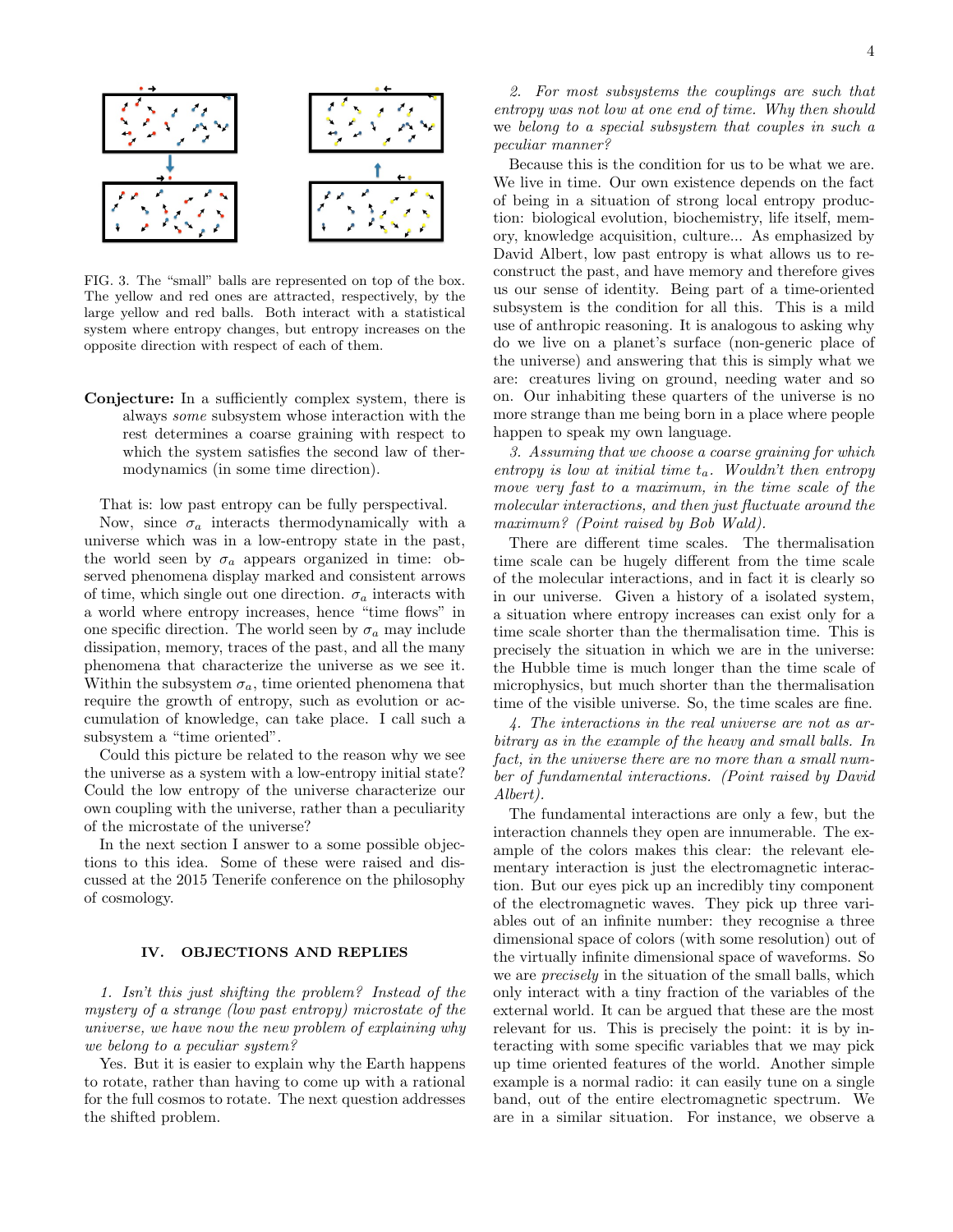FIG. 3. The "small" balls are represented on top of the box. The yellow and red ones are attracted, respectively, by the large yellow and red balls. Both interact with a statistical system where entropy changes, but entropy increases on the opposite direction with respect of each of them.

**Conjecture:** In a sufficiently complex system, there is always *some* subsystem whose interaction with the rest determines a coarse graining with respect to which the system satisfies the second law of thermodynamics (in some time direction).

That is: low past entropy can be fully perspectival.

Now, since $\sigma_a$ interacts thermodynamically with a universe which was in a low-entropy state in the past, the world seen by $\sigma_a$ appears organized in time: observed phenomena display marked and consistent arrows of time, which single out one direction. $\sigma_a$ interacts with a world where entropy increases, hence "time flows" in one specific direction. The world seen by $\sigma_a$ may include dissipation, memory, traces of the past, and all the many phenomena that characterize the universe as we see it. Within the subsystem $\sigma_a$, time oriented phenomena that require the growth of entropy, such as evolution or accumulation of knowledge, can take place. I call such a subsystem a "time oriented".

Could this picture be related to the reason why we see the universe as a system with a low-entropy initial state? Could the low entropy of the universe characterize our own coupling with the universe, rather than a peculiarity of the microstate of the universe?

In the next section I answer to a some possible objections to this idea. Some of these were raised and discussed at the 2015 Tenerife conference on the philosophy of cosmology.

## IV. OBJECTIONS AND REPLIES

*1. Isn't this just shifting the problem? Instead of the mystery of a strange (low past entropy) microstate of the universe, we have now the new problem of explaining why we belong to a peculiar system?*

Yes. But it is easier to explain why the Earth happens to rotate, rather than having to come up with a rational for the full cosmos to rotate. The next question addresses the shifted problem.

*2. For most subsystems the couplings are such that entropy was not low at one end of time. Why then should we belong to a special subsystem that couples in such a peculiar manner?*

Because this is the condition for us to be what we are. We live in time. Our own existence depends on the fact of being in a situation of strong local entropy production: biological evolution, biochemistry, life itself, memory, knowledge acquisition, culture... As emphasized by David Albert, low past entropy is what allows us to reconstruct the past, and have memory and therefore gives us our sense of identity. Being part of a time-oriented subsystem is the condition for all this. This is a mild use of anthropic reasoning. It is analogous to asking why do we live on a planet's surface (non-generic place of the universe) and answering that this is simply what we are: creatures living on ground, needing water and so on. Our inhabiting these quarters of the universe is no more strange than me being born in a place where people happen to speak my own language.

*3. Assuming that we choose a coarse graining for which entropy is low at initial time $t_a$. Wouldn't then entropy move very fast to a maximum, in the time scale of the molecular interactions, and then just fluctuate around the maximum? (Point raised by Bob Wald).*

There are different time scales. The thermalisation time scale can be hugely different from the time scale of the molecular interactions, and in fact it is clearly so in our universe. Given a history of a isolated system, a situation where entropy increases can exist only for a time scale shorter than the thermalisation time. This is precisely the situation in which we are in the universe: the Hubble time is much longer than the time scale of microphysics, but much shorter than the thermalisation time of the visible universe. So, the time scales are fine.

*4. The interactions in the real universe are not as arbitrary as in the example of the heavy and small balls. In fact, in the universe there are no more than a small number of fundamental interactions. (Point raised by David Albert).*

The fundamental interactions are only a few, but the interaction channels they open are innumerable. The example of the colors makes this clear: the relevant elementary interaction is just the electromagnetic interaction. But our eyes pick up an incredibly tiny component of the electromagnetic waves. They pick up three variables out of an infinite number: they recognise a three dimensional space of colors (with some resolution) out of the virtually infinite dimensional space of waveforms. So we are *precisely* in the situation of the small balls, which only interact with a tiny fraction of the variables of the external world. It can be argued that these are the most relevant for us. This is precisely the point: it is by interacting with some specific variables that we may pick up time oriented features of the world. Another simple example is a normal radio: it can easily tune on a single band, out of the entire electromagnetic spectrum. We are in a similar situation. For instance, we observe a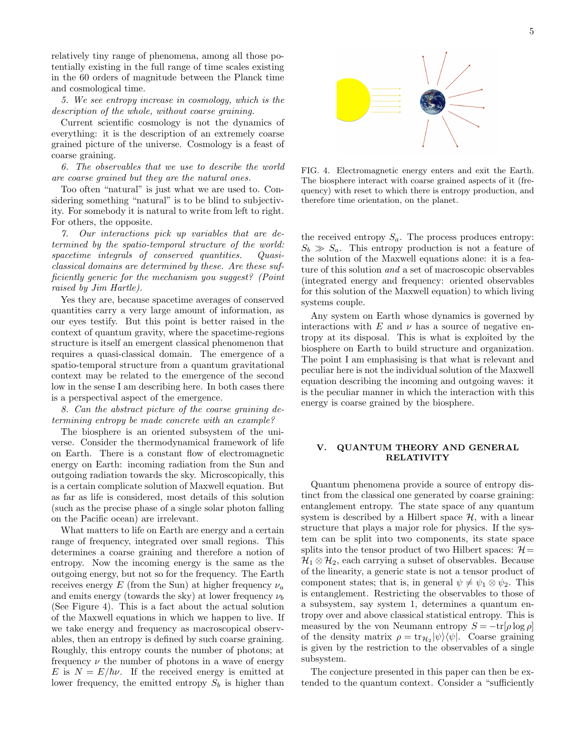relatively tiny range of phenomena, among all those potentially existing in the full range of time scales existing in the 60 orders of magnitude between the Planck time and cosmological time.

*5. We see entropy increase in cosmology, which is the description of the whole, without coarse graining.*

Current scientific cosmology is not the dynamics of everything: it is the description of an extremely coarse grained picture of the universe. Cosmology is a feast of coarse graining.

*6. The observables that we use to describe the world are coarse grained but they are the natural ones.*

Too often "natural" is just what we are used to. Considering something "natural" is to be blind to subjectivity. For somebody it is natural to write from left to right. For others, the opposite.

*7. Our interactions pick up variables that are determined by the spatio-temporal structure of the world: spacetime integrals of conserved quantities. Quasi-classical domains are determined by these. Are these sufficiently generic for the mechanism you suggest? (Point raised by Jim Hartle).*

Yes they are, because spacetime averages of conserved quantities carry a very large amount of information, as our eyes testify. But this point is better raised in the context of quantum gravity, where the spacetime-regions structure is itself an emergent classical phenomenon that requires a quasi-classical domain. The emergence of a spatio-temporal structure from a quantum gravitational context may be related to the emergence of the second low in the sense I am describing here. In both cases there is a perspectival aspect of the emergence.

*8. Can the abstract picture of the coarse graining determining entropy be made concrete with an example?*

The biosphere is an oriented subsystem of the universe. Consider the thermodynamical framework of life on Earth. There is a constant flow of electromagnetic energy on Earth: incoming radiation from the Sun and outgoing radiation towards the sky. Microscopically, this is a certain complicate solution of Maxwell equation. But as far as life is considered, most details of this solution (such as the precise phase of a single solar photon falling on the Pacific ocean) are irrelevant.

What matters to life on Earth are energy and a certain range of frequency, integrated over small regions. This determines a coarse graining and therefore a notion of entropy. Now the incoming energy is the same as the outgoing energy, but not so for the frequency. The Earth receives energy $E$ (from the Sun) at higher frequency $\nu_a$ and emits energy (towards the sky) at lower frequency $\nu_b$ (See Figure 4). This is a fact about the actual solution of the Maxwell equations in which we happen to live. If we take energy and frequency as macroscopical observables, then an entropy is defined by such coarse graining. Roughly, this entropy counts the number of photons; at frequency $\nu$ the number of photons in a wave of energy $E$ is $N = E/\hbar\nu$. If the received energy is emitted at lower frequency, the emitted entropy $S_b$ is higher than the received entropy $S_a$. The process produces entropy: $S_b \gg S_a$. This entropy production is not a feature of the solution of the Maxwell equations alone: it is a feature of this solution *and* a set of macroscopic observables (integrated energy and frequency: oriented observables for this solution of the Maxwell equation) to which living systems couple.

FIG. 4. Electromagnetic energy enters and exit the Earth. The biosphere interact with coarse grained aspects of it (frequency) with reset to which there is entropy production, and therefore time orientation, on the planet.

Any system on Earth whose dynamics is governed by interactions with $E$ and $\nu$ has a source of negative entropy at its disposal. This is what is exploited by the biosphere on Earth to build structure and organization. The point I am emphasising is that what is relevant and peculiar here is not the individual solution of the Maxwell equation describing the incoming and outgoing waves: it is the peculiar manner in which the interaction with this energy is coarse grained by the biosphere.

## V. QUANTUM THEORY AND GENERAL RELATIVITY

Quantum phenomena provide a source of entropy distinct from the classical one generated by coarse graining: entanglement entropy. The state space of any quantum system is described by a Hilbert space $\mathcal{H}$, with a linear structure that plays a major role for physics. If the system can be split into two components, its state space splits into the tensor product of two Hilbert spaces: $\mathcal{H} = \mathcal{H}_1 \otimes \mathcal{H}_2$, each carrying a subset of observables. Because of the linearity, a generic state is not a tensor product of component states; that is, in general $\psi \neq \psi_1 \otimes \psi_2$. This is entanglement. Restricting the observables to those of a subsystem, say system 1, determines a quantum entropy over and above classical statistical entropy. This is measured by the von Neumann entropy $S = -\mathrm{tr}[\rho \log \rho]$ of the density matrix $\rho = \mathrm{tr}_{\mathcal{H}_2} |\psi\rangle\langle\psi|$. Coarse graining is given by the restriction to the observables of a single subsystem.

The conjecture presented in this paper can then be extended to the quantum context. Consider a "sufficiently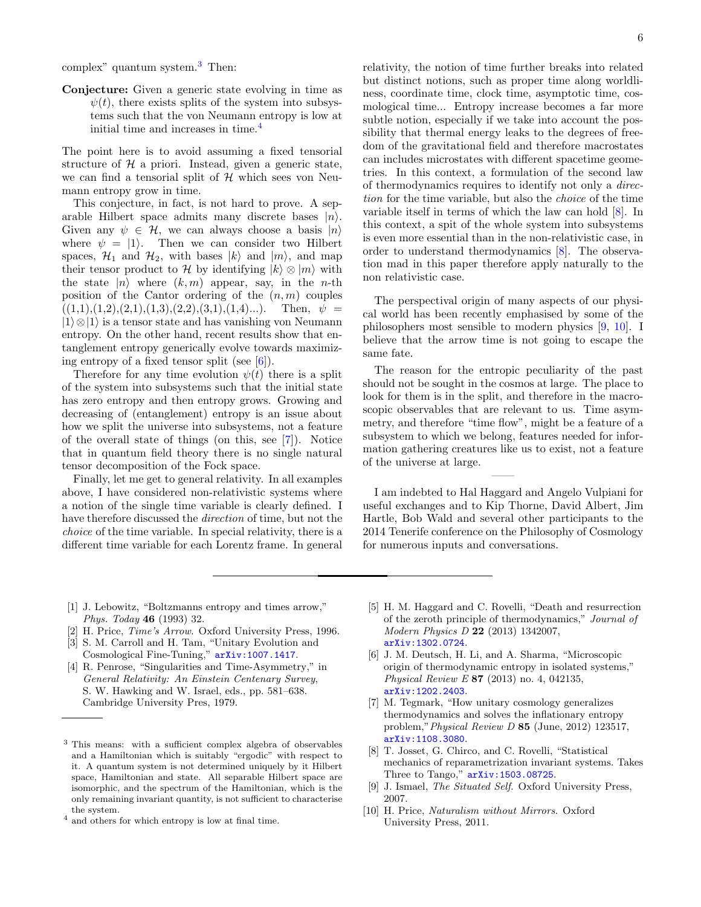complex" quantum system.[3] Then:

**Conjecture:** Given a generic state evolving in time as $\psi(t)$, there exists splits of the system into subsystems such that the von Neumann entropy is low at initial time and increases in time.[4]

The point here is to avoid assuming a fixed tensorial structure of $\mathcal{H}$ a priori. Instead, given a generic state, we can find a tensorial split of $\mathcal{H}$ which sees von Neumann entropy grow in time.

This conjecture, in fact, is not hard to prove. A separable Hilbert space admits many discrete bases $|n\rangle$. Given any $\psi \in \mathcal{H}$, we can always choose a basis $|n\rangle$ where $\psi = |1\rangle$. Then we can consider two Hilbert spaces, $\mathcal{H}_1$ and $\mathcal{H}_2$, with bases $|k\rangle$ and $|m\rangle$, and map their tensor product to $\mathcal{H}$ by identifying $|k\rangle \otimes |m\rangle$ with the state $|n\rangle$ where $(k,m)$ appear, say, in the $n$-th position of the Cantor ordering of the $(n,m)$ couples ((1,1),(1,2),(2,1),(1,3),(2,2),(3,1),(1,4)...). Then, $\psi = |1\rangle \otimes |1\rangle$ is a tensor state and has vanishing von Neumann entropy. On the other hand, recent results show that entanglement entropy generically evolve towards maximizing entropy of a fixed tensor split (see [6]).

Therefore for any time evolution $\psi(t)$ there is a split of the system into subsystems such that the initial state has zero entropy and then entropy grows. Growing and decreasing of (entanglement) entropy is an issue about how we split the universe into subsystems, not a feature of the overall state of things (on this, see [7]). Notice that in quantum field theory there is no single natural tensor decomposition of the Fock space.

Finally, let me get to general relativity. In all examples above, I have considered non-relativistic systems where a notion of the single time variable is clearly defined. I have therefore discussed the *direction* of time, but not the *choice* of the time variable. In special relativity, there is a different time variable for each Lorentz frame. In general relativity, the notion of time further breaks into related but distinct notions, such as proper time along worldliness, coordinate time, clock time, asymptotic time, cosmological time... Entropy increase becomes a far more subtle notion, especially if we take into account the possibility that thermal energy leaks to the degrees of freedom of the gravitational field and therefore macrostates can includes microstates with different spacetime geometries. In this context, a formulation of the second law of thermodynamics requires to identify not only a *direction* for the time variable, but also the *choice* of the time variable itself in terms of which the law can hold [8]. In this context, a spit of the whole system into subsystems is even more essential than in the non-relativistic case, in order to understand thermodynamics [8]. The observation mad in this paper therefore apply naturally to the non relativistic case.

The perspectival origin of many aspects of our physical world has been recently emphasised by some of the philosophers most sensible to modern physics [9, 10]. I believe that the arrow time is not going to escape the same fate.

The reason for the entropic peculiarity of the past should not be sought in the cosmos at large. The place to look for them is in the split, and therefore in the macroscopic observables that are relevant to us. Time asymmetry, and therefore "time flow", might be a feature of a subsystem to which we belong, features needed for information gathering creatures like us to exist, not a feature of the universe at large.

---

I am indebted to Hal Haggard and Angelo Vulpiani for useful exchanges and to Kip Thorne, David Albert, Jim Hartle, Bob Wald and several other participants to the 2014 Tenerife conference on the Philosophy of Cosmology for numerous inputs and conversations.

---

[1] J. Lebowitz, "Boltzmanns entropy and times arrow," *Phys. Today* **46** (1993) 32.

[2] H. Price, *Time's Arrow*. Oxford University Press, 1996.

[3] S. M. Carroll and H. Tam, "Unitary Evolution and Cosmological Fine-Tuning," arXiv:1007.1417.

[4] R. Penrose, "Singularities and Time-Asymmetry," in *General Relativity: An Einstein Centenary Survey*, S. W. Hawking and W. Israel, eds., pp. 581–638. Cambridge University Pres, 1979.

[5] H. M. Haggard and C. Rovelli, "Death and resurrection of the zeroth principle of thermodynamics," *Journal of Modern Physics D* **22** (2013) 1342007, arXiv:1302.0724.

[6] J. M. Deutsch, H. Li, and A. Sharma, "Microscopic origin of thermodynamic entropy in isolated systems," *Physical Review E* **87** (2013) no. 4, 042135, arXiv:1202.2403.

[7] M. Tegmark, "How unitary cosmology generalizes thermodynamics and solves the inflationary entropy problem,"*Physical Review D* **85** (June, 2012) 123517, arXiv:1108.3080.

[8] T. Josset, G. Chirco, and C. Rovelli, "Statistical mechanics of reparametrization invariant systems. Takes Three to Tango," arXiv:1503.08725.

[9] J. Ismael, *The Situated Self*. Oxford University Press, 2007.

[10] H. Price, *Naturalism without Mirrors*. Oxford University Press, 2011.

---

[3] This means: with a sufficient complex algebra of observables and a Hamiltonian which is suitably "ergodic" with respect to it. A quantum system is not determined uniquely by it Hilbert space, Hamiltonian and state. All separable Hilbert space are isomorphic, and the spectrum of the Hamiltonian, which is the only remaining invariant quantity, is not sufficient to characterise the system.

[4] and others for which entropy is low at final time.